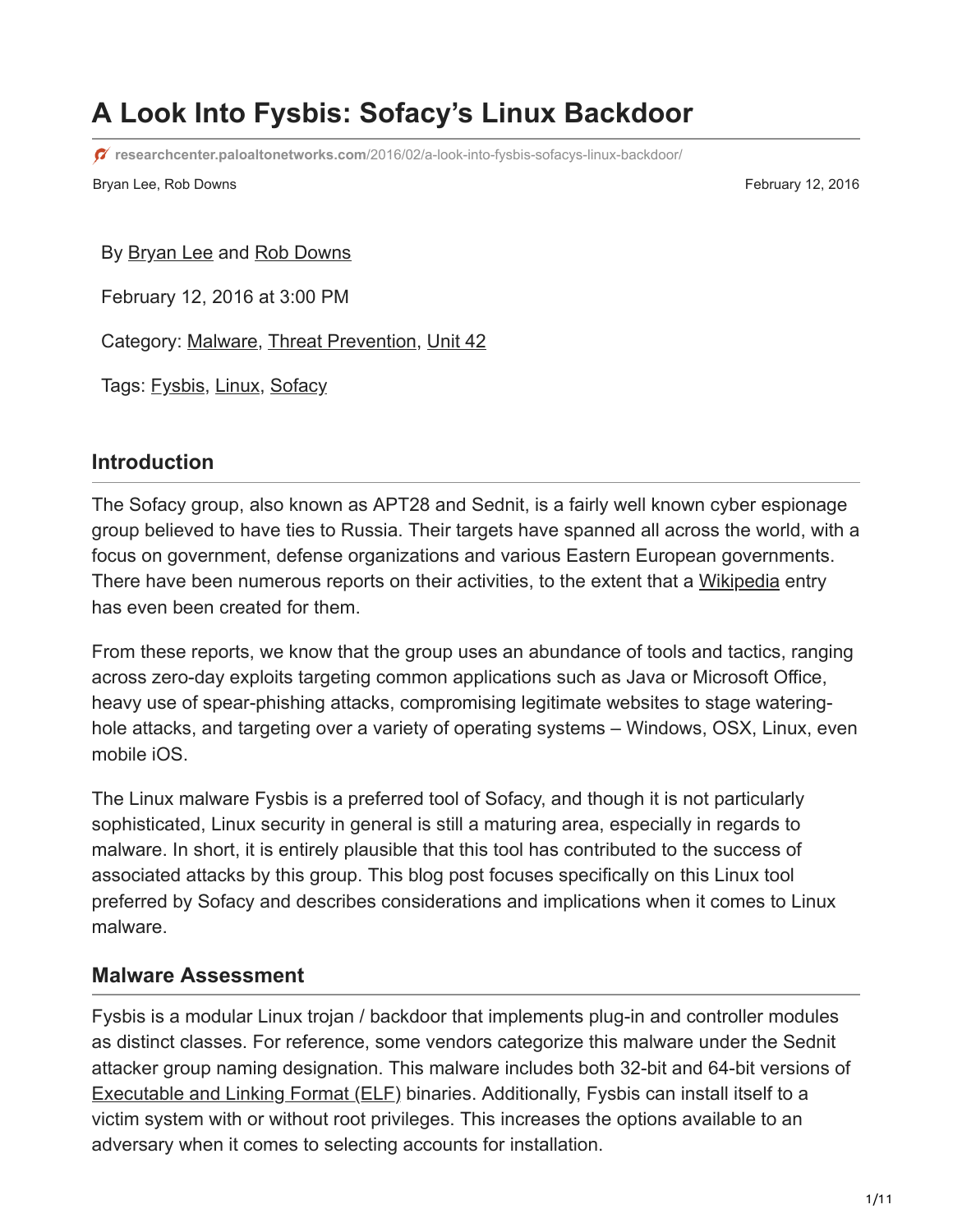# A Look Into Fysbis: Sofacy's Linux Backdoor

researchcenter.paloaltonetworks.com/2016/02/a-look-into-fysbis-sofacys-linux-backdoor/

Bryan Lee, Rob Downs

February 12, 2016

By Bryan Lee and Rob Downs

February 12, 2016 at 3:00 PM

Category: Malware, Threat Prevention, Unit 42

Tags: Fysbis, Linux, Sofacy

## Introduction

The Sofacy group, also known as APT28 and Sednit, is a fairly well known cyber espionage group believed to have ties to Russia. Their targets have spanned all across the world, with a focus on government, defense organizations and various Eastern European governments. There have been numerous reports on their activities, to the extent that a Wikipedia entry has even been created for them.

From these reports, we know that the group uses an abundance of tools and tactics, ranging across zero-day exploits targeting common applications such as Java or Microsoft Office, heavy use of spear-phishing attacks, compromising legitimate websites to stage watering-hole attacks, and targeting over a variety of operating systems – Windows, OSX, Linux, even mobile iOS.

The Linux malware Fysbis is a preferred tool of Sofacy, and though it is not particularly sophisticated, Linux security in general is still a maturing area, especially in regards to malware. In short, it is entirely plausible that this tool has contributed to the success of associated attacks by this group. This blog post focuses specifically on this Linux tool preferred by Sofacy and describes considerations and implications when it comes to Linux malware.

## Malware Assessment

Fysbis is a modular Linux trojan / backdoor that implements plug-in and controller modules as distinct classes. For reference, some vendors categorize this malware under the Sednit attacker group naming designation. This malware includes both 32-bit and 64-bit versions of Executable and Linking Format (ELF) binaries. Additionally, Fysbis can install itself to a victim system with or without root privileges. This increases the options available to an adversary when it comes to selecting accounts for installation.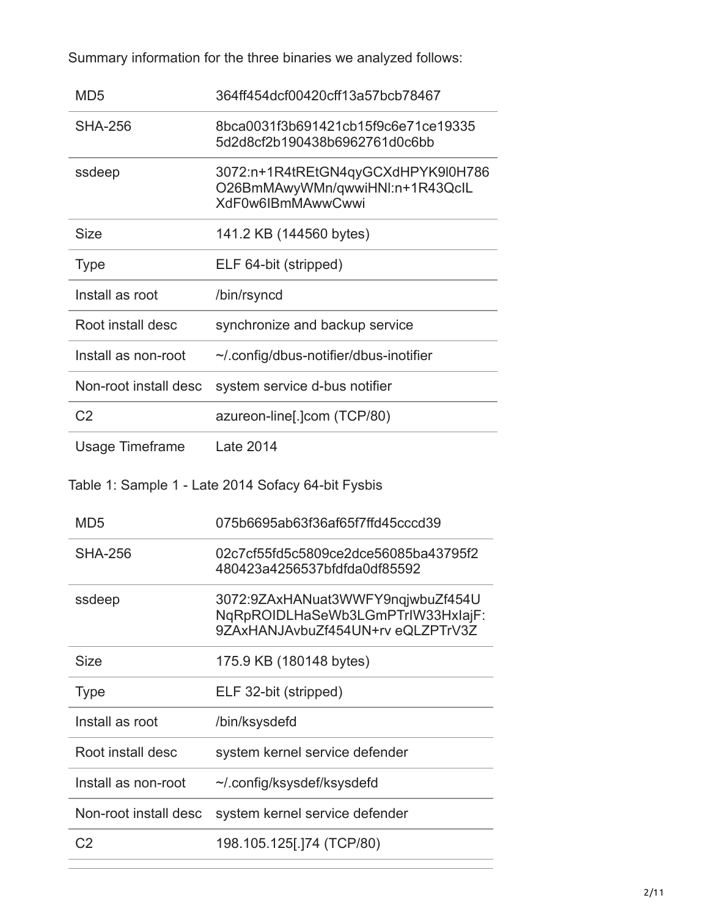Summary information for the three binaries we analyzed follows:

| | |
|---|---|
| MD5 | 364ff454dcf00420cff13a57bcb78467 |
| SHA-256 | 8bca0031f3b691421cb15f9c6e71ce19335 5d2d8cf2b190438b6962761d0c6bb |
| ssdeep | 3072:n+1R4tREtGN4qyGCXdHPYK9l0H786 O26BmMAwyWMn/qwwiHNl:n+1R43QcIL XdF0w6IBmMAwwCwwi |
| Size | 141.2 KB (144560 bytes) |
| Type | ELF 64-bit (stripped) |
| Install as root | /bin/rsyncd |
| Root install desc | synchronize and backup service |
| Install as non-root | ~/.config/dbus-notifier/dbus-inotifier |
| Non-root install desc | system service d-bus notifier |
| C2 | azureon-line[.]com (TCP/80) |
| Usage Timeframe | Late 2014 |

Table 1: Sample 1 - Late 2014 Sofacy 64-bit Fysbis

| | |
|---|---|
| MD5 | 075b6695ab63f36af65f7ffd45cccd39 |
| SHA-256 | 02c7cf55fd5c5809ce2dce56085ba43795f2 480423a4256537bfdfda0df85592 |
| ssdeep | 3072:9ZAxHANuat3WWFY9nqjwbuZf454U NqRpROIDLHaSeWb3LGmPTrIW33HxIajF: 9ZAxHANJAvbuZf454UN+rv eQLZPTrV3Z |
| Size | 175.9 KB (180148 bytes) |
| Type | ELF 32-bit (stripped) |
| Install as root | /bin/ksysdefd |
| Root install desc | system kernel service defender |
| Install as non-root | ~/.config/ksysdef/ksysdefd |
| Non-root install desc | system kernel service defender |
| C2 | 198.105.125[.]74 (TCP/80) |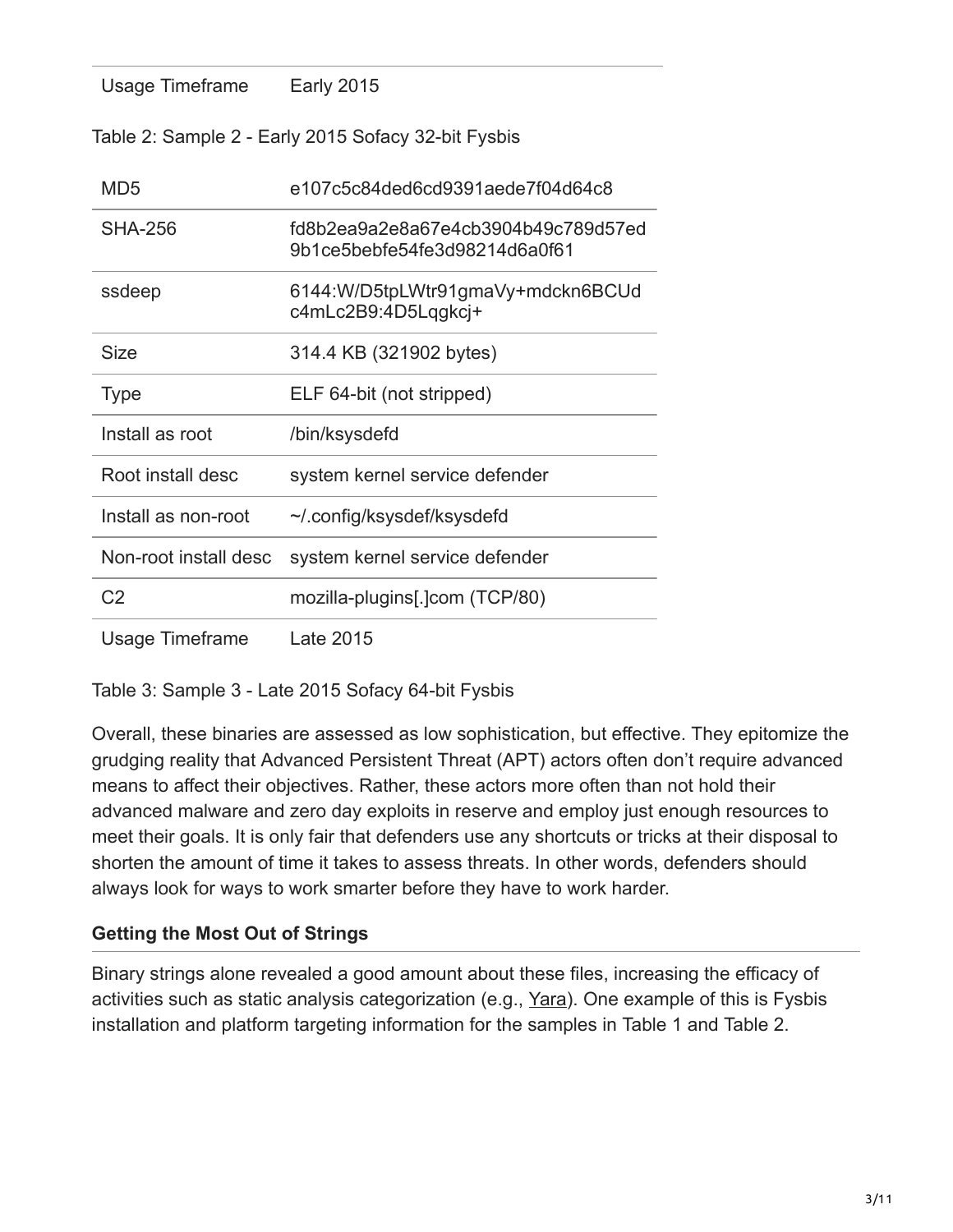| Usage Timeframe | Early 2015 |
|---|---|

Table 2: Sample 2 - Early 2015 Sofacy 32-bit Fysbis

| MD5 | e107c5c84ded6cd9391aede7f04d64c8 |
|---|---|
| SHA-256 | fd8b2ea9a2e8a67e4cb3904b49c789d57ed9b1ce5bebfe54fe3d98214d6a0f61 |
| ssdeep | 6144:W/D5tpLWtr91gmaVy+mdckn6BCUdc4mLc2B9:4D5Lqgkcj+ |
| Size | 314.4 KB (321902 bytes) |
| Type | ELF 64-bit (not stripped) |
| Install as root | /bin/ksysdefd |
| Root install desc | system kernel service defender |
| Install as non-root | ~/.config/ksysdef/ksysdefd |
| Non-root install desc | system kernel service defender |
| C2 | mozilla-plugins[.]com (TCP/80) |
| Usage Timeframe | Late 2015 |

Table 3: Sample 3 - Late 2015 Sofacy 64-bit Fysbis

Overall, these binaries are assessed as low sophistication, but effective. They epitomize the grudging reality that Advanced Persistent Threat (APT) actors often don't require advanced means to affect their objectives. Rather, these actors more often than not hold their advanced malware and zero day exploits in reserve and employ just enough resources to meet their goals. It is only fair that defenders use any shortcuts or tricks at their disposal to shorten the amount of time it takes to assess threats. In other words, defenders should always look for ways to work smarter before they have to work harder.

### Getting the Most Out of Strings

Binary strings alone revealed a good amount about these files, increasing the efficacy of activities such as static analysis categorization (e.g., Yara). One example of this is Fysbis installation and platform targeting information for the samples in Table 1 and Table 2.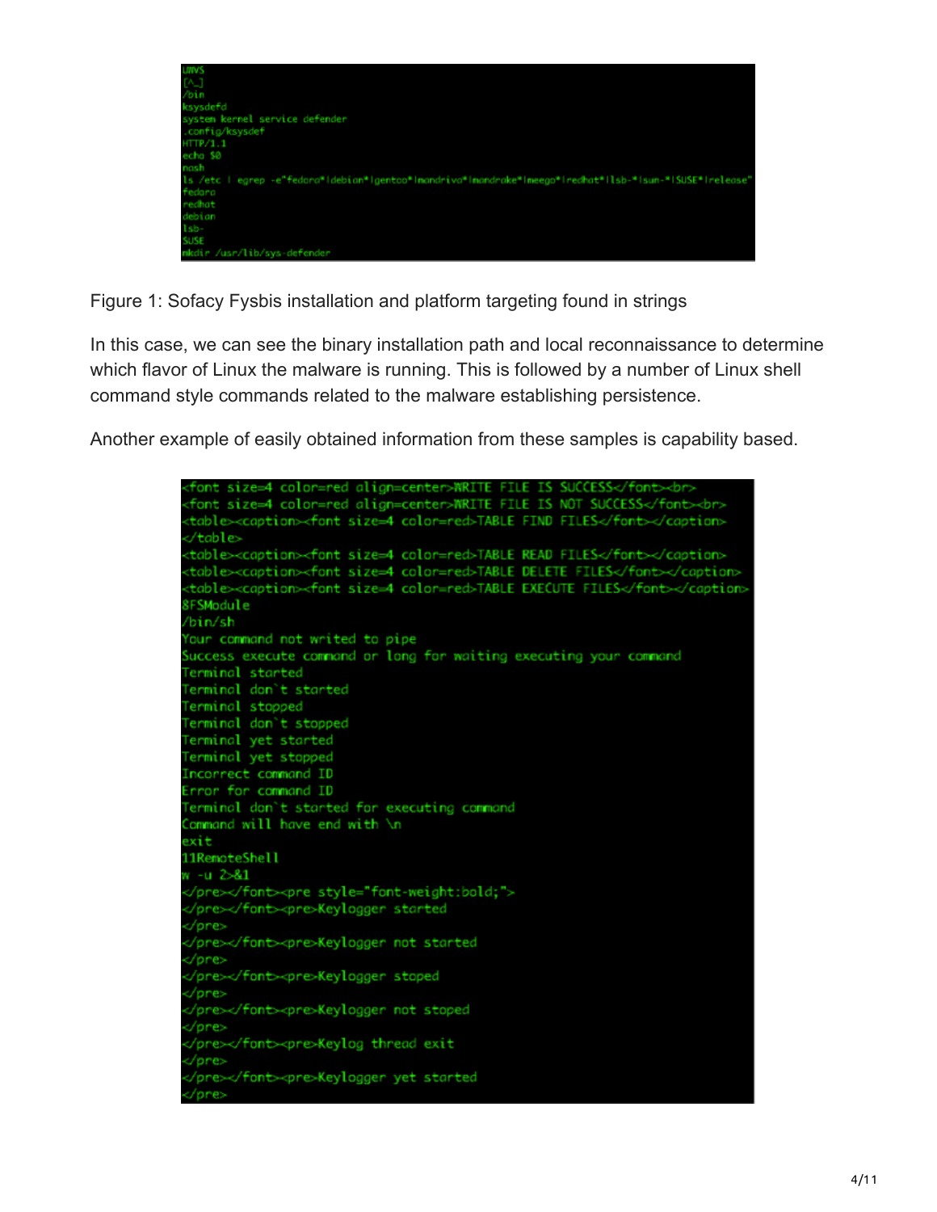```
UNVS
[A_]
/bin
ksysdefd
system kernel service defender
.config/ksysdef
HTTP/1.1
echo $0
nash
ls /etc | egrep -e"fedora*|debian*|gentoo*|mandrivo*|mandrake*|meego*|redhat*|lsb-*|sun-*|SUSE*|release"
fedora
redhat
debian
lsb-
SUSE
mkdir /usr/lib/sys-defender
```

Figure 1: Sofacy Fysbis installation and platform targeting found in strings

In this case, we can see the binary installation path and local reconnaissance to determine which flavor of Linux the malware is running. This is followed by a number of Linux shell command style commands related to the malware establishing persistence.

Another example of easily obtained information from these samples is capability based.

```
<font size=4 color=red align=center>WRITE FILE IS SUCCESS</font><br>
<font size=4 color=red align=center>WRITE FILE IS NOT SUCCESS</font><br>
<table><caption><font size=4 color=red>TABLE FIND FILES</font></caption>
</table>
<table><caption><font size=4 color=red>TABLE READ FILES</font></caption>
<table><caption><font size=4 color=red>TABLE DELETE FILES</font></caption>
<table><caption><font size=4 color=red>TABLE EXECUTE FILES</font></caption>
8FSModule
/bin/sh
Your command not writed to pipe
Success execute command or long for waiting executing your command
Terminal started
Terminal don`t started
Terminal stopped
Terminal don`t stopped
Terminal yet started
Terminal yet stopped
Incorrect command ID
Error for command ID
Terminal don`t started for executing command
Command will have end with \n
exit
11RemoteShell
w -u 2>&1
</pre></font><pre style="font-weight:bold;">
</pre></font><pre>Keylogger started
</pre>
</pre></font><pre>Keylogger not started
</pre>
</pre></font><pre>Keylogger stoped
</pre>
</pre></font><pre>Keylogger not stoped
</pre>
</pre></font><pre>Keylog thread exit
</pre>
</pre></font><pre>Keylogger yet started
</pre>
```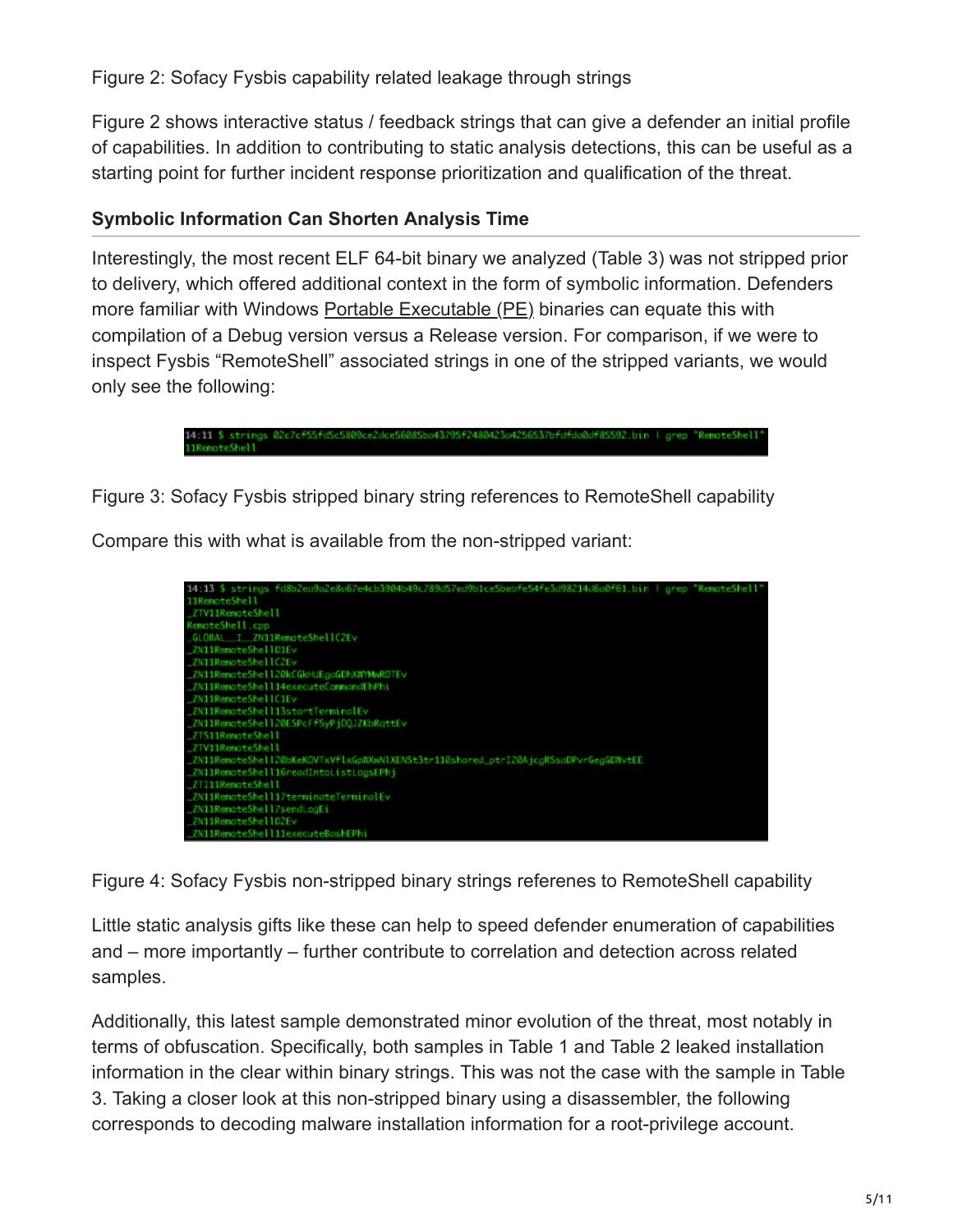Figure 2: Sofacy Fysbis capability related leakage through strings

Figure 2 shows interactive status / feedback strings that can give a defender an initial profile of capabilities. In addition to contributing to static analysis detections, this can be useful as a starting point for further incident response prioritization and qualification of the threat.

### Symbolic Information Can Shorten Analysis Time

Interestingly, the most recent ELF 64-bit binary we analyzed (Table 3) was not stripped prior to delivery, which offered additional context in the form of symbolic information. Defenders more familiar with Windows Portable Executable (PE) binaries can equate this with compilation of a Debug version versus a Release version. For comparison, if we were to inspect Fysbis "RemoteShell" associated strings in one of the stripped variants, we would only see the following:

```
14:11 $ strings 02c7cf55fd5c5809ce2dce56085ba43795f2480423a4256537bfdfda0df85592.bin | grep "RemoteShell"
11RemoteShell
```

Figure 3: Sofacy Fysbis stripped binary string references to RemoteShell capability

Compare this with what is available from the non-stripped variant:

```
14:13 $ strings fd8b2ea9a2e8a67e4cb3904b49c789d57ed9b1ce5bebfe54fe3d98214d6a0f61.bin | grep "RemoteShell"
11RemoteShell
_ZTV11RemoteShell
RemoteShell.cpp
_GLOBAL__I__ZN11RemoteShellC2Ev
_ZN11RemoteShellD1Ev
_ZN11RemoteShellC2Ev
_ZN11RemoteShell20kCGkHUEgoGDhXWYMwROTEv
_ZN11RemoteShell14executeCommandEhPhi
_ZN11RemoteShellC1Ev
_ZN11RemoteShell13startTerminalEv
_ZN11RemoteShell20ESPcFfSyPjOQJZKbRqttEv
_ZTS11RemoteShell
_ZTV11RemoteShell
_ZN11RemoteShell20bKeKOVTxVflxGpWXwNlXENSt3tr110shared_ptrI20AjcgRSsoDPvrGegGDNvtEE
_ZN11RemoteShell16readIntoListLogsEPhj
_ZTI11RemoteShell
_ZN11RemoteShell17terminateTerminalEv
_ZN11RemoteShell7sendLogEi
_ZN11RemoteShellD2Ev
_ZN11RemoteShell11executeBashEPhi
```

Figure 4: Sofacy Fysbis non-stripped binary strings referenes to RemoteShell capability

Little static analysis gifts like these can help to speed defender enumeration of capabilities and – more importantly – further contribute to correlation and detection across related samples.

Additionally, this latest sample demonstrated minor evolution of the threat, most notably in terms of obfuscation. Specifically, both samples in Table 1 and Table 2 leaked installation information in the clear within binary strings. This was not the case with the sample in Table 3. Taking a closer look at this non-stripped binary using a disassembler, the following corresponds to decoding malware installation information for a root-privilege account.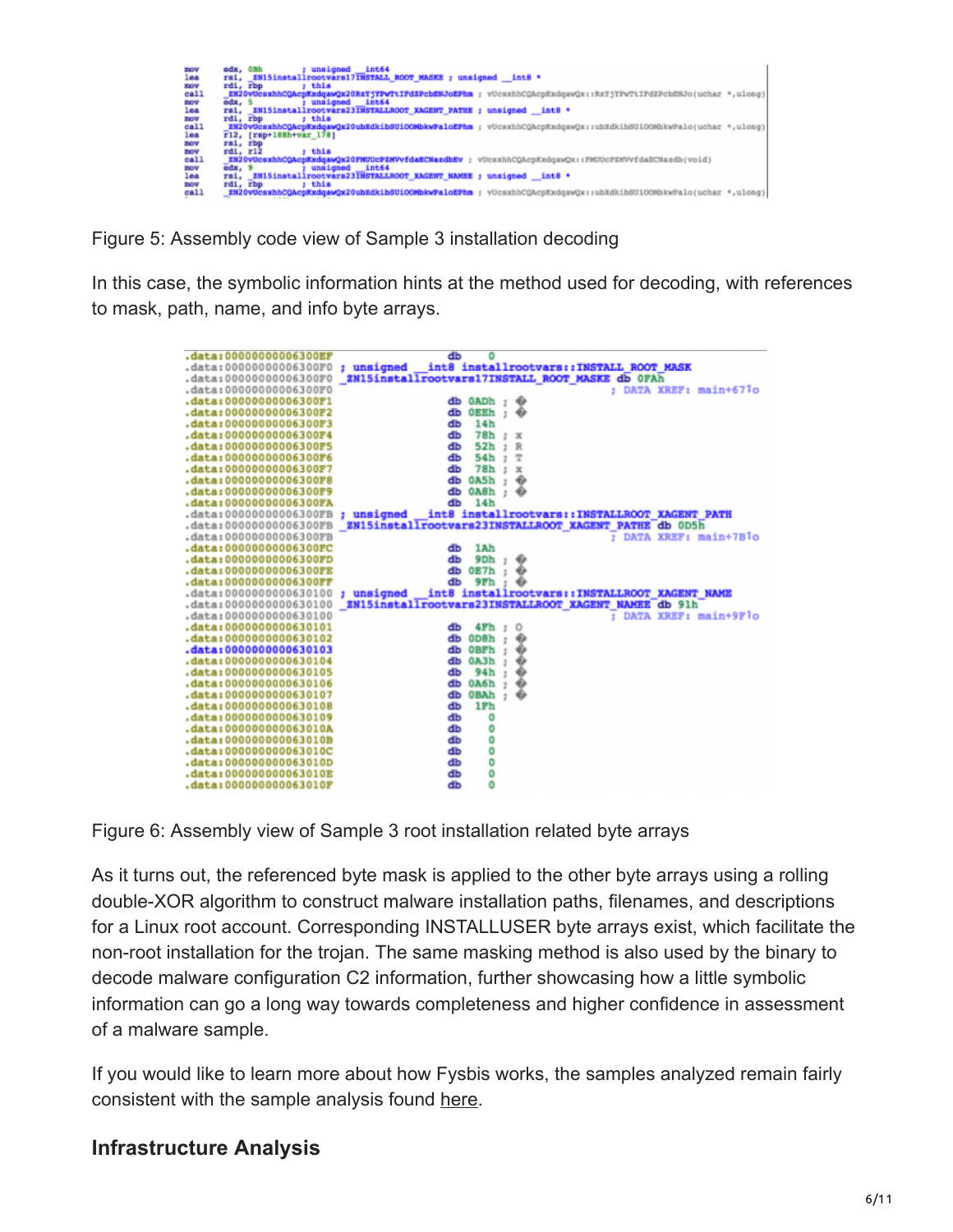Figure 5: Assembly code view of Sample 3 installation decoding

In this case, the symbolic information hints at the method used for decoding, with references to mask, path, name, and info byte arrays.

Figure 6: Assembly view of Sample 3 root installation related byte arrays

As it turns out, the referenced byte mask is applied to the other byte arrays using a rolling double-XOR algorithm to construct malware installation paths, filenames, and descriptions for a Linux root account. Corresponding INSTALLUSER byte arrays exist, which facilitate the non-root installation for the trojan. The same masking method is also used by the binary to decode malware configuration C2 information, further showcasing how a little symbolic information can go a long way towards completeness and higher confidence in assessment of a malware sample.

If you would like to learn more about how Fysbis works, the samples analyzed remain fairly consistent with the sample analysis found here.

## Infrastructure Analysis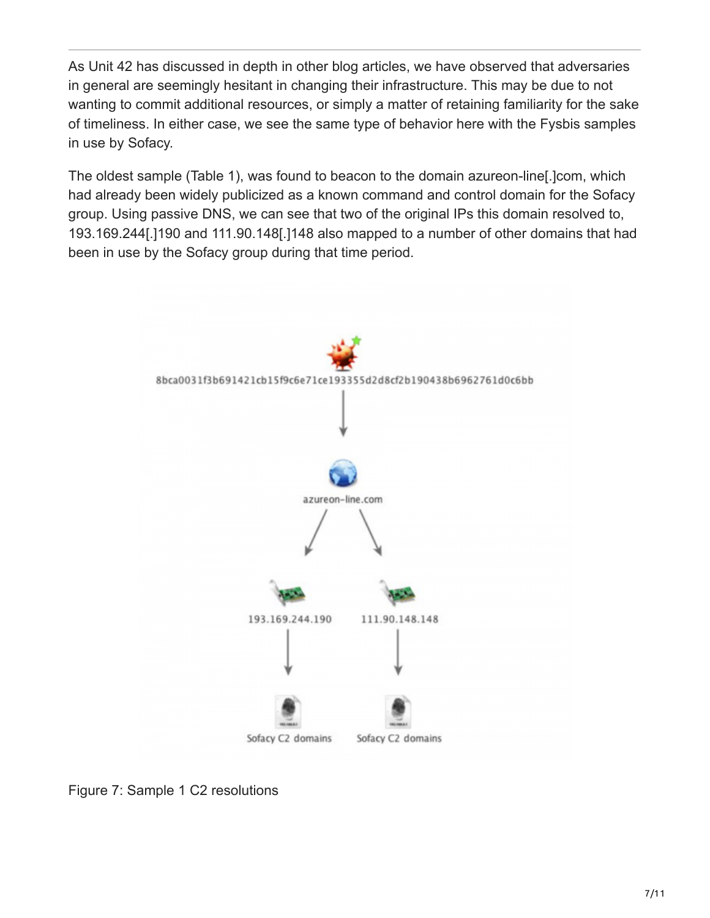As Unit 42 has discussed in depth in other blog articles, we have observed that adversaries in general are seemingly hesitant in changing their infrastructure. This may be due to not wanting to commit additional resources, or simply a matter of retaining familiarity for the sake of timeliness. In either case, we see the same type of behavior here with the Fysbis samples in use by Sofacy.

The oldest sample (Table 1), was found to beacon to the domain azureon-line[.]com, which had already been widely publicized as a known command and control domain for the Sofacy group. Using passive DNS, we can see that two of the original IPs this domain resolved to, 193.169.244[.]190 and 111.90.148[.]148 also mapped to a number of other domains that had been in use by the Sofacy group during that time period.

Figure 7: Sample 1 C2 resolutions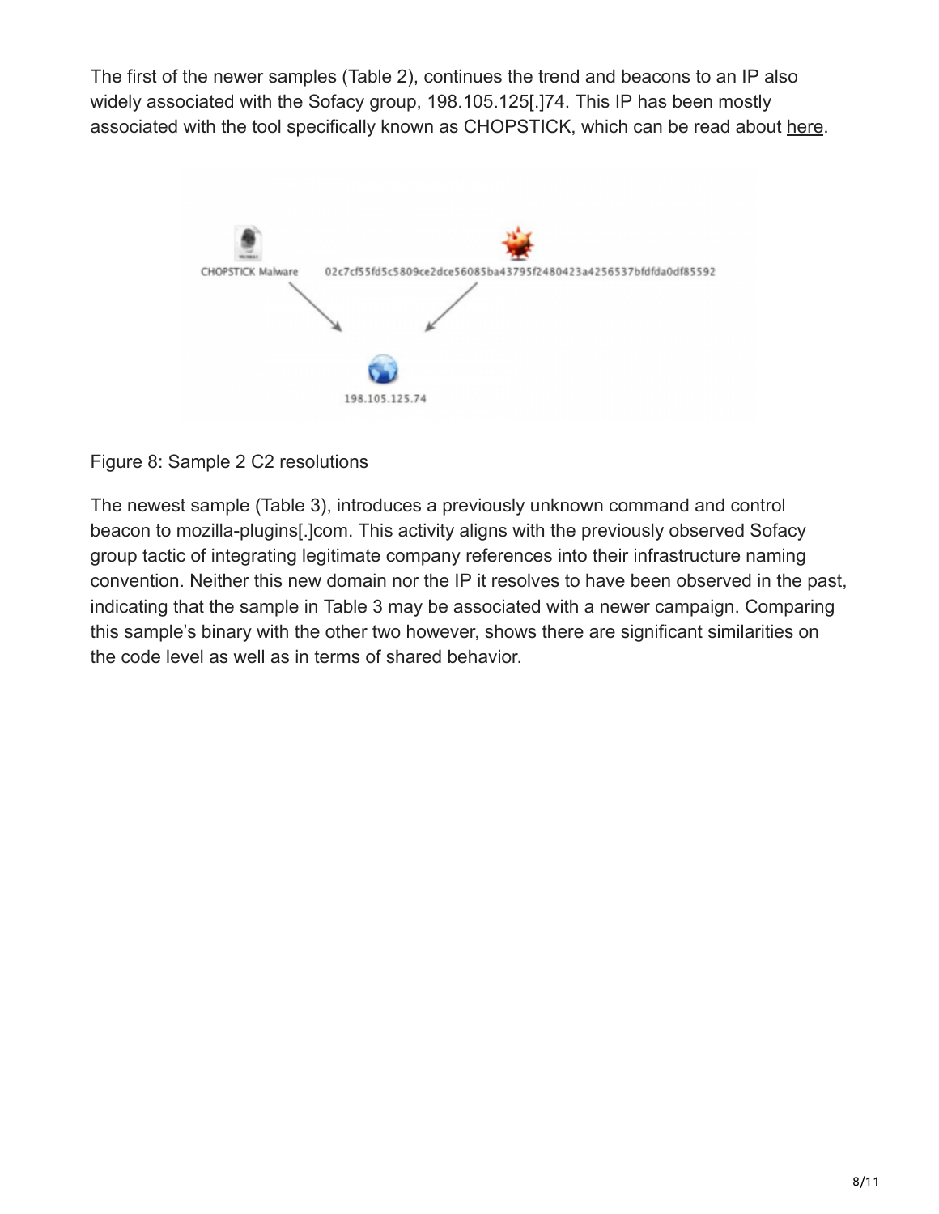The first of the newer samples (Table 2), continues the trend and beacons to an IP also widely associated with the Sofacy group, 198.105.125[.]74. This IP has been mostly associated with the tool specifically known as CHOPSTICK, which can be read about here.

Figure 8: Sample 2 C2 resolutions

The newest sample (Table 3), introduces a previously unknown command and control beacon to mozilla-plugins[.]com. This activity aligns with the previously observed Sofacy group tactic of integrating legitimate company references into their infrastructure naming convention. Neither this new domain nor the IP it resolves to have been observed in the past, indicating that the sample in Table 3 may be associated with a newer campaign. Comparing this sample's binary with the other two however, shows there are significant similarities on the code level as well as in terms of shared behavior.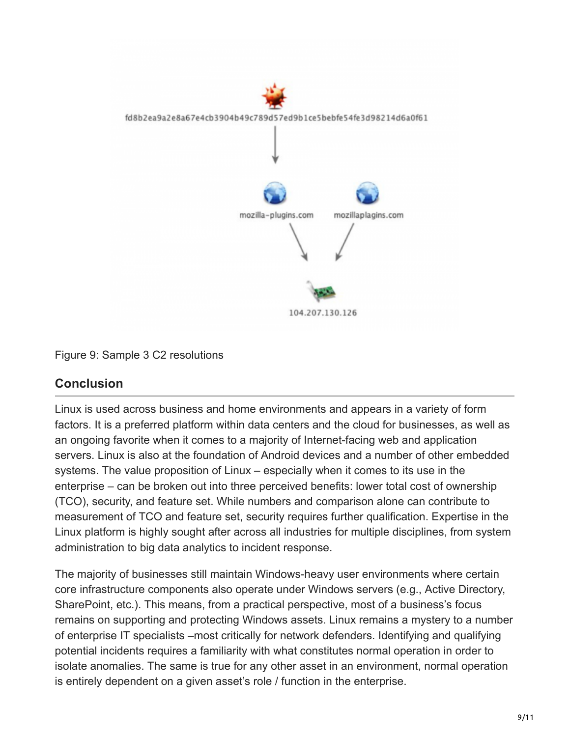Figure 9: Sample 3 C2 resolutions

## Conclusion

Linux is used across business and home environments and appears in a variety of form factors. It is a preferred platform within data centers and the cloud for businesses, as well as an ongoing favorite when it comes to a majority of Internet-facing web and application servers. Linux is also at the foundation of Android devices and a number of other embedded systems. The value proposition of Linux – especially when it comes to its use in the enterprise – can be broken out into three perceived benefits: lower total cost of ownership (TCO), security, and feature set. While numbers and comparison alone can contribute to measurement of TCO and feature set, security requires further qualification. Expertise in the Linux platform is highly sought after across all industries for multiple disciplines, from system administration to big data analytics to incident response.

The majority of businesses still maintain Windows-heavy user environments where certain core infrastructure components also operate under Windows servers (e.g., Active Directory, SharePoint, etc.). This means, from a practical perspective, most of a business's focus remains on supporting and protecting Windows assets. Linux remains a mystery to a number of enterprise IT specialists –most critically for network defenders. Identifying and qualifying potential incidents requires a familiarity with what constitutes normal operation in order to isolate anomalies. The same is true for any other asset in an environment, normal operation is entirely dependent on a given asset's role / function in the enterprise.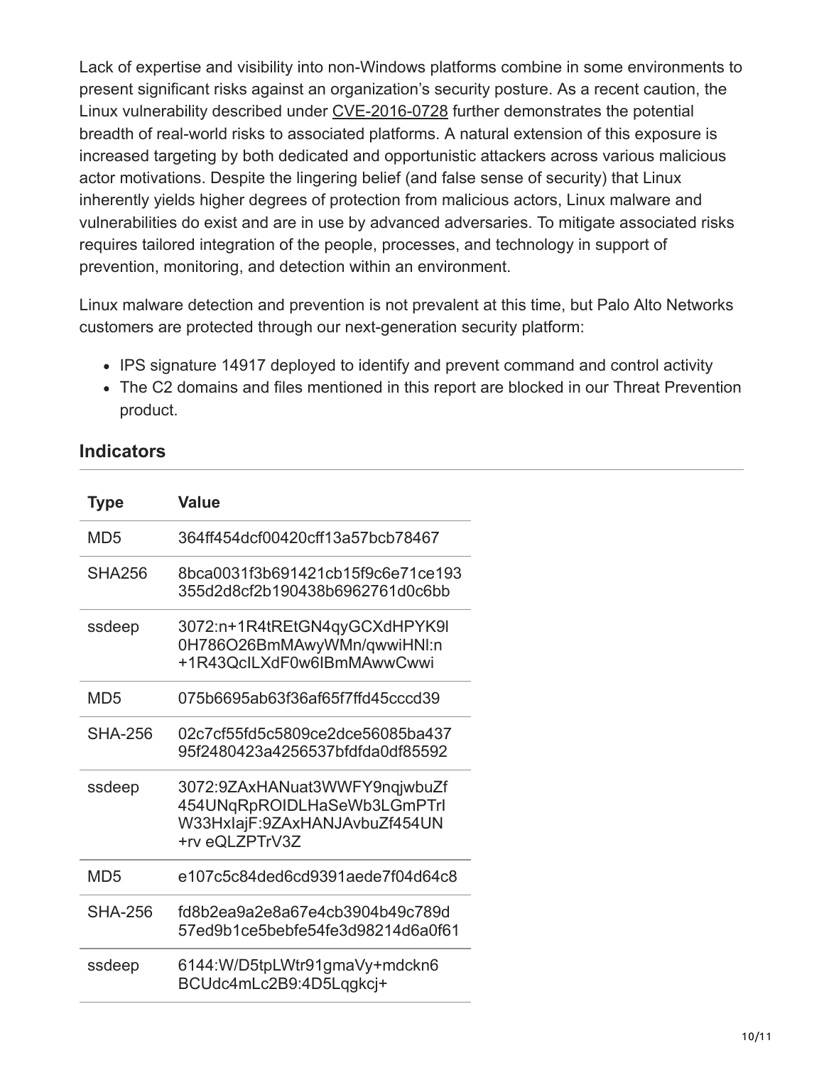Lack of expertise and visibility into non-Windows platforms combine in some environments to present significant risks against an organization's security posture. As a recent caution, the Linux vulnerability described under CVE-2016-0728 further demonstrates the potential breadth of real-world risks to associated platforms. A natural extension of this exposure is increased targeting by both dedicated and opportunistic attackers across various malicious actor motivations. Despite the lingering belief (and false sense of security) that Linux inherently yields higher degrees of protection from malicious actors, Linux malware and vulnerabilities do exist and are in use by advanced adversaries. To mitigate associated risks requires tailored integration of the people, processes, and technology in support of prevention, monitoring, and detection within an environment.

Linux malware detection and prevention is not prevalent at this time, but Palo Alto Networks customers are protected through our next-generation security platform:

- IPS signature 14917 deployed to identify and prevent command and control activity
- The C2 domains and files mentioned in this report are blocked in our Threat Prevention product.

## Indicators

| Type | Value |
|---|---|
| MD5 | 364ff454dcf00420cff13a57bcb78467 |
| SHA256 | 8bca0031f3b691421cb15f9c6e71ce193355d2d8cf2b190438b6962761d0c6bb |
| ssdeep | 3072:n+1R4tREtGN4qyGCXdHPYK9l0H786O26BmMAwyWMn/qwwiHNl:n+1R43QcILXdF0w6IBmMAwwCwwi |
| MD5 | 075b6695ab63f36af65f7ffd45cccd39 |
| SHA-256 | 02c7cf55fd5c5809ce2dce56085ba43795f2480423a4256537bfdfda0df85592 |
| ssdeep | 3072:9ZAxHANuat3WWFY9nqjwbuZf454UNqRpROIDLHaSeWb3LGmPTrIW33HxIajF:9ZAxHANJAvbuZf454UN+rv eQLZPTrV3Z |
| MD5 | e107c5c84ded6cd9391aede7f04d64c8 |
| SHA-256 | fd8b2ea9a2e8a67e4cb3904b49c789d57ed9b1ce5bebfe54fe3d98214d6a0f61 |
| ssdeep | 6144:W/D5tpLWtr91gmaVy+mdckn6BCUdc4mLc2B9:4D5Lqgkcj+ |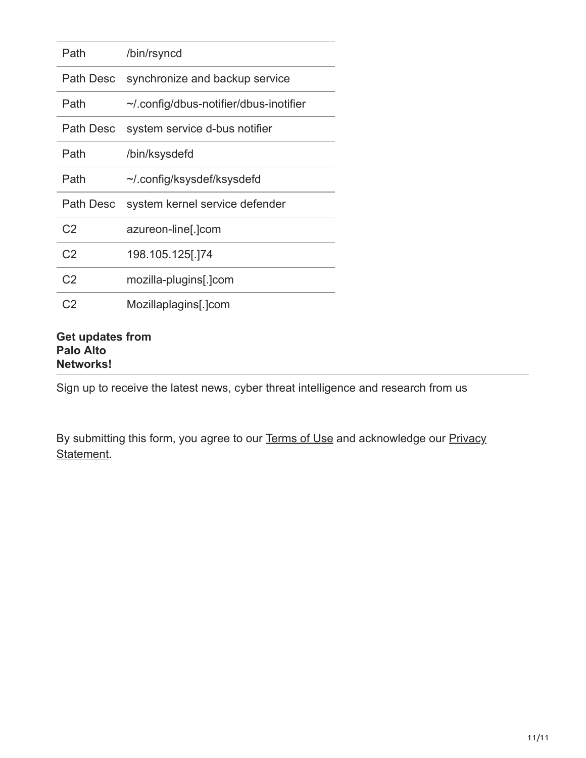| | |
|---|---|
| Path | /bin/rsyncd |
| Path Desc | synchronize and backup service |
| Path | ~/.config/dbus-notifier/dbus-inotifier |
| Path Desc | system service d-bus notifier |
| Path | /bin/ksysdefd |
| Path | ~/.config/ksysdef/ksysdefd |
| Path Desc | system kernel service defender |
| C2 | azureon-line[.]com |
| C2 | 198.105.125[.]74 |
| C2 | mozilla-plugins[.]com |
| C2 | Mozillaplagins[.]com |

**Get updates from Palo Alto Networks!**

Sign up to receive the latest news, cyber threat intelligence and research from us

By submitting this form, you agree to our Terms of Use and acknowledge our Privacy Statement.